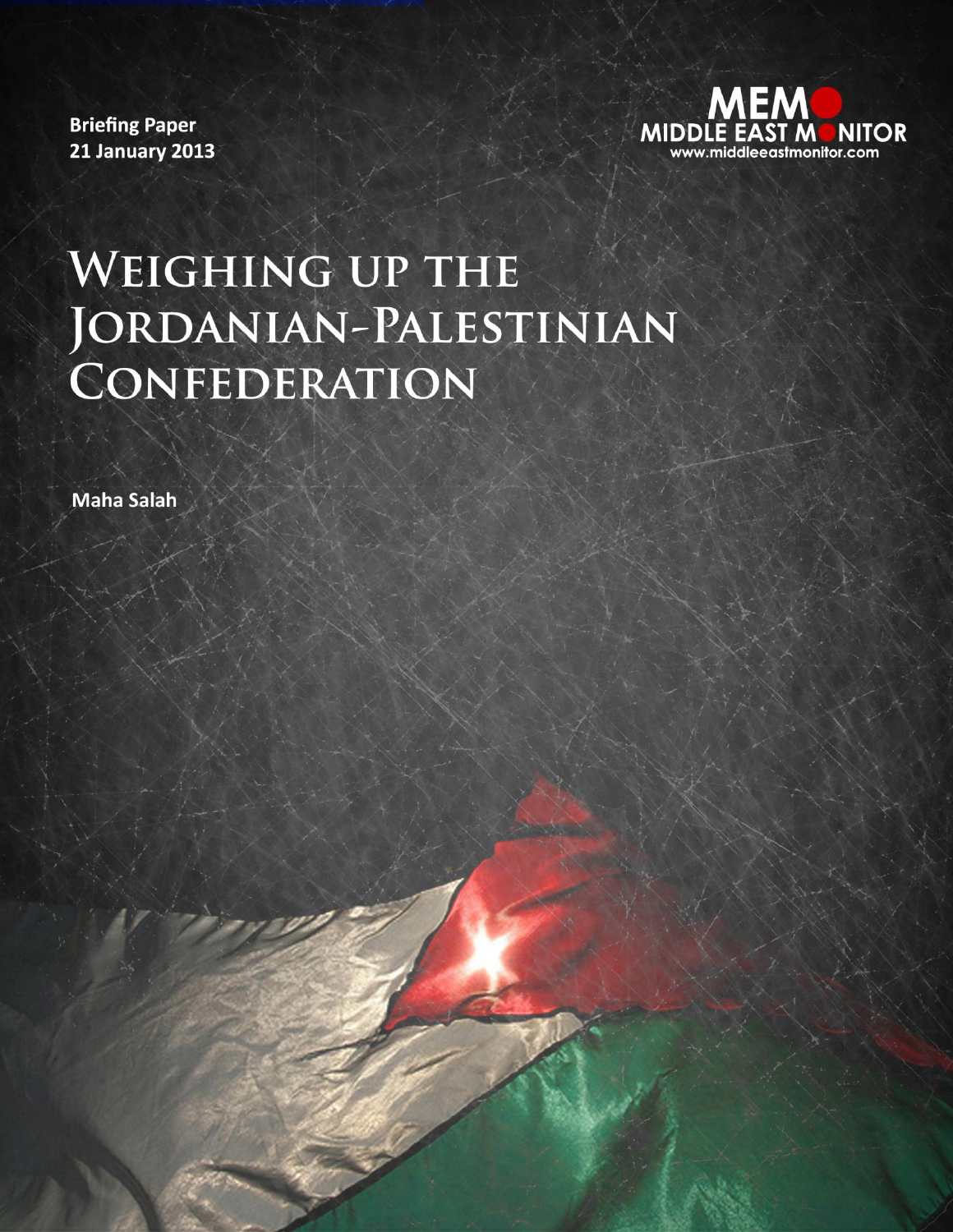Briefing Paper
21 January 2013

MEMO
MIDDLE EAST MONITOR
www.middleeastmonitor.com

# Weighing up the Jordanian-Palestinian Confederation

Maha Salah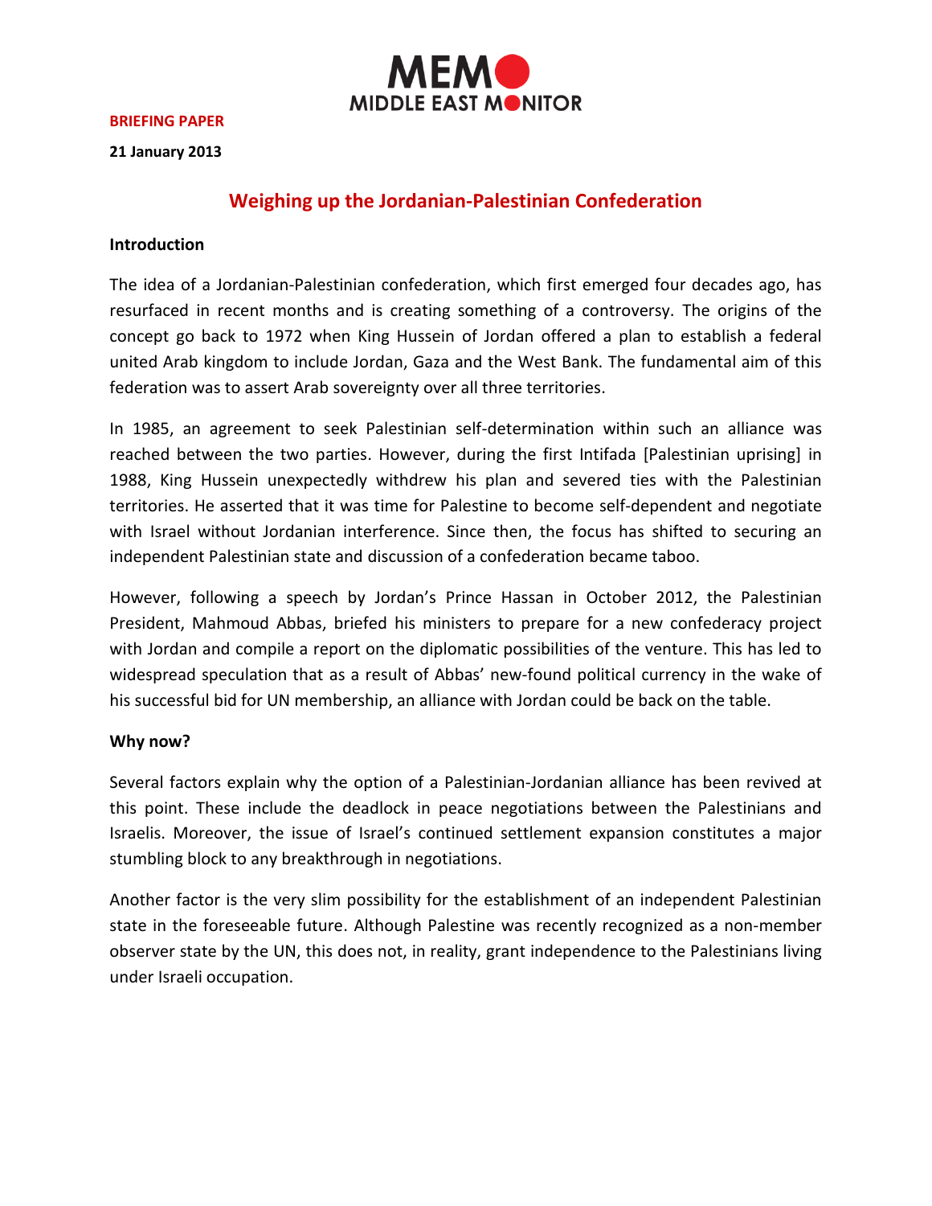**BRIEFING PAPER**

**21 January 2013**

# Weighing up the Jordanian-Palestinian Confederation

**Introduction**

The idea of a Jordanian-Palestinian confederation, which first emerged four decades ago, has resurfaced in recent months and is creating something of a controversy. The origins of the concept go back to 1972 when King Hussein of Jordan offered a plan to establish a federal united Arab kingdom to include Jordan, Gaza and the West Bank. The fundamental aim of this federation was to assert Arab sovereignty over all three territories.

In 1985, an agreement to seek Palestinian self-determination within such an alliance was reached between the two parties. However, during the first Intifada [Palestinian uprising] in 1988, King Hussein unexpectedly withdrew his plan and severed ties with the Palestinian territories. He asserted that it was time for Palestine to become self-dependent and negotiate with Israel without Jordanian interference. Since then, the focus has shifted to securing an independent Palestinian state and discussion of a confederation became taboo.

However, following a speech by Jordan's Prince Hassan in October 2012, the Palestinian President, Mahmoud Abbas, briefed his ministers to prepare for a new confederacy project with Jordan and compile a report on the diplomatic possibilities of the venture. This has led to widespread speculation that as a result of Abbas' new-found political currency in the wake of his successful bid for UN membership, an alliance with Jordan could be back on the table.

**Why now?**

Several factors explain why the option of a Palestinian-Jordanian alliance has been revived at this point. These include the deadlock in peace negotiations between the Palestinians and Israelis. Moreover, the issue of Israel's continued settlement expansion constitutes a major stumbling block to any breakthrough in negotiations.

Another factor is the very slim possibility for the establishment of an independent Palestinian state in the foreseeable future. Although Palestine was recently recognized as a non-member observer state by the UN, this does not, in reality, grant independence to the Palestinians living under Israeli occupation.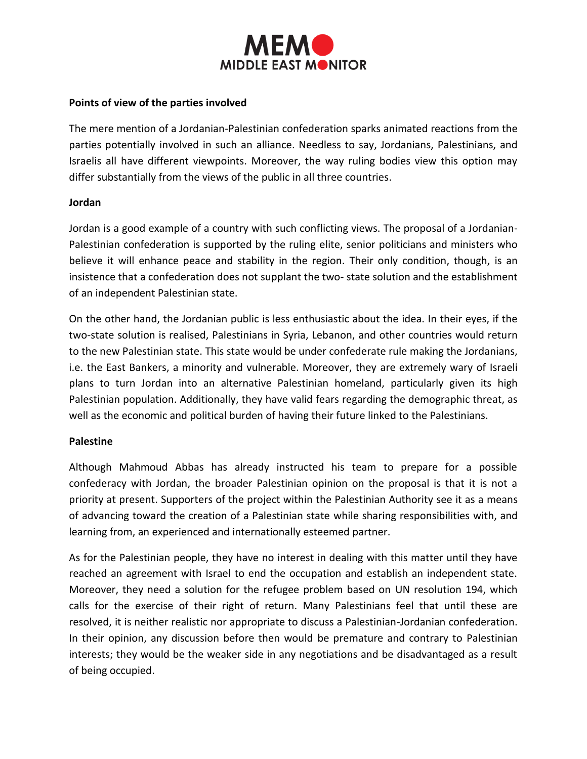**Points of view of the parties involved**

The mere mention of a Jordanian-Palestinian confederation sparks animated reactions from the parties potentially involved in such an alliance. Needless to say, Jordanians, Palestinians, and Israelis all have different viewpoints. Moreover, the way ruling bodies view this option may differ substantially from the views of the public in all three countries.

**Jordan**

Jordan is a good example of a country with such conflicting views. The proposal of a Jordanian-Palestinian confederation is supported by the ruling elite, senior politicians and ministers who believe it will enhance peace and stability in the region. Their only condition, though, is an insistence that a confederation does not supplant the two- state solution and the establishment of an independent Palestinian state.

On the other hand, the Jordanian public is less enthusiastic about the idea. In their eyes, if the two-state solution is realised, Palestinians in Syria, Lebanon, and other countries would return to the new Palestinian state. This state would be under confederate rule making the Jordanians, i.e. the East Bankers, a minority and vulnerable. Moreover, they are extremely wary of Israeli plans to turn Jordan into an alternative Palestinian homeland, particularly given its high Palestinian population. Additionally, they have valid fears regarding the demographic threat, as well as the economic and political burden of having their future linked to the Palestinians.

**Palestine**

Although Mahmoud Abbas has already instructed his team to prepare for a possible confederacy with Jordan, the broader Palestinian opinion on the proposal is that it is not a priority at present. Supporters of the project within the Palestinian Authority see it as a means of advancing toward the creation of a Palestinian state while sharing responsibilities with, and learning from, an experienced and internationally esteemed partner.

As for the Palestinian people, they have no interest in dealing with this matter until they have reached an agreement with Israel to end the occupation and establish an independent state. Moreover, they need a solution for the refugee problem based on UN resolution 194, which calls for the exercise of their right of return. Many Palestinians feel that until these are resolved, it is neither realistic nor appropriate to discuss a Palestinian-Jordanian confederation. In their opinion, any discussion before then would be premature and contrary to Palestinian interests; they would be the weaker side in any negotiations and be disadvantaged as a result of being occupied.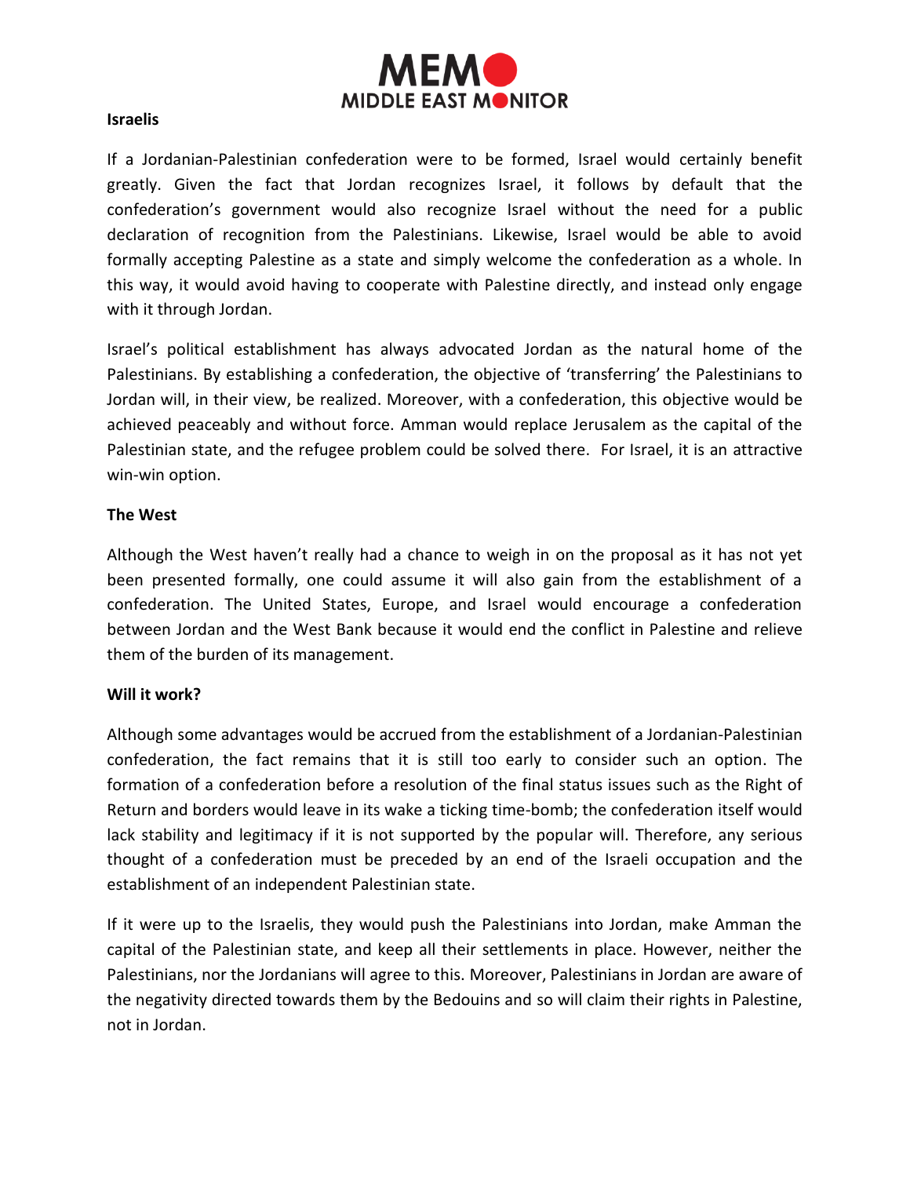**Israelis**

If a Jordanian-Palestinian confederation were to be formed, Israel would certainly benefit greatly. Given the fact that Jordan recognizes Israel, it follows by default that the confederation's government would also recognize Israel without the need for a public declaration of recognition from the Palestinians. Likewise, Israel would be able to avoid formally accepting Palestine as a state and simply welcome the confederation as a whole. In this way, it would avoid having to cooperate with Palestine directly, and instead only engage with it through Jordan.

Israel's political establishment has always advocated Jordan as the natural home of the Palestinians. By establishing a confederation, the objective of 'transferring' the Palestinians to Jordan will, in their view, be realized. Moreover, with a confederation, this objective would be achieved peaceably and without force. Amman would replace Jerusalem as the capital of the Palestinian state, and the refugee problem could be solved there. For Israel, it is an attractive win-win option.

**The West**

Although the West haven't really had a chance to weigh in on the proposal as it has not yet been presented formally, one could assume it will also gain from the establishment of a confederation. The United States, Europe, and Israel would encourage a confederation between Jordan and the West Bank because it would end the conflict in Palestine and relieve them of the burden of its management.

**Will it work?**

Although some advantages would be accrued from the establishment of a Jordanian-Palestinian confederation, the fact remains that it is still too early to consider such an option. The formation of a confederation before a resolution of the final status issues such as the Right of Return and borders would leave in its wake a ticking time-bomb; the confederation itself would lack stability and legitimacy if it is not supported by the popular will. Therefore, any serious thought of a confederation must be preceded by an end of the Israeli occupation and the establishment of an independent Palestinian state.

If it were up to the Israelis, they would push the Palestinians into Jordan, make Amman the capital of the Palestinian state, and keep all their settlements in place. However, neither the Palestinians, nor the Jordanians will agree to this. Moreover, Palestinians in Jordan are aware of the negativity directed towards them by the Bedouins and so will claim their rights in Palestine, not in Jordan.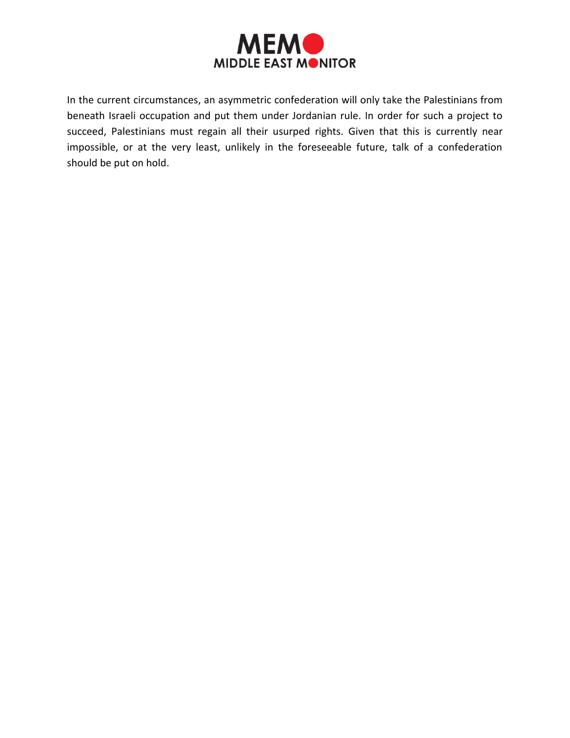In the current circumstances, an asymmetric confederation will only take the Palestinians from beneath Israeli occupation and put them under Jordanian rule. In order for such a project to succeed, Palestinians must regain all their usurped rights. Given that this is currently near impossible, or at the very least, unlikely in the foreseeable future, talk of a confederation should be put on hold.